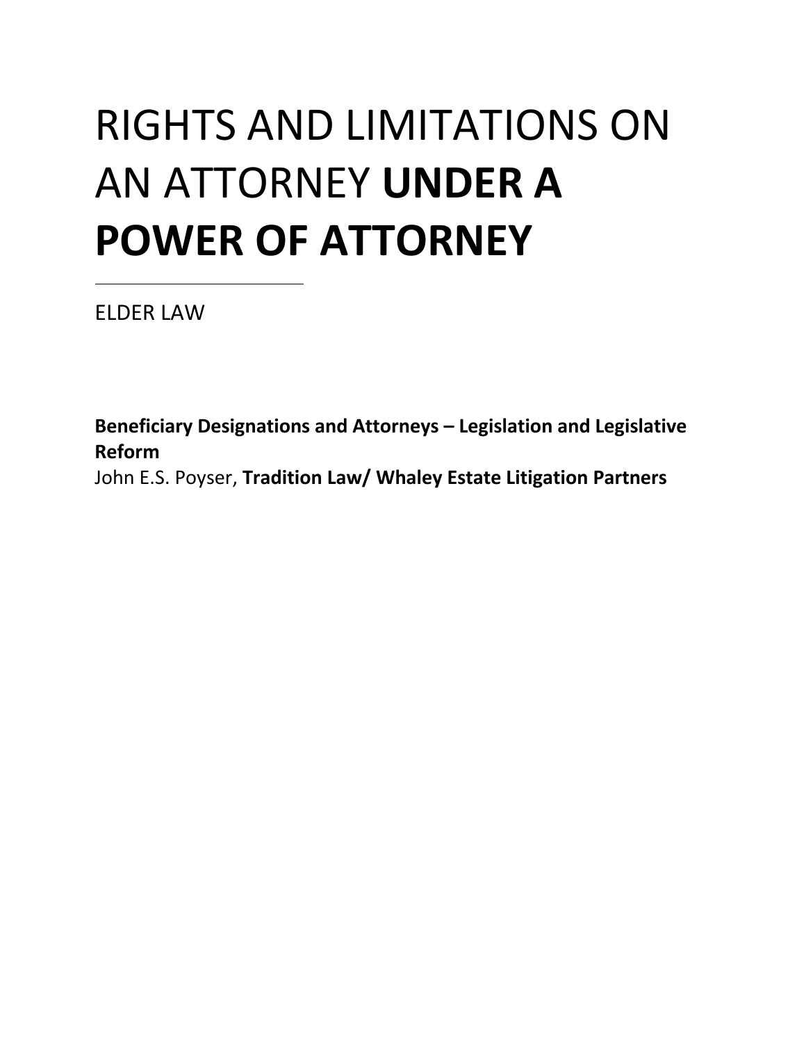# RIGHTS AND LIMITATIONS ON AN ATTORNEY **UNDER A POWER OF ATTORNEY**

---

ELDER LAW

**Beneficiary Designations and Attorneys – Legislation and Legislative Reform**
John E.S. Poyser, **Tradition Law/ Whaley Estate Litigation Partners**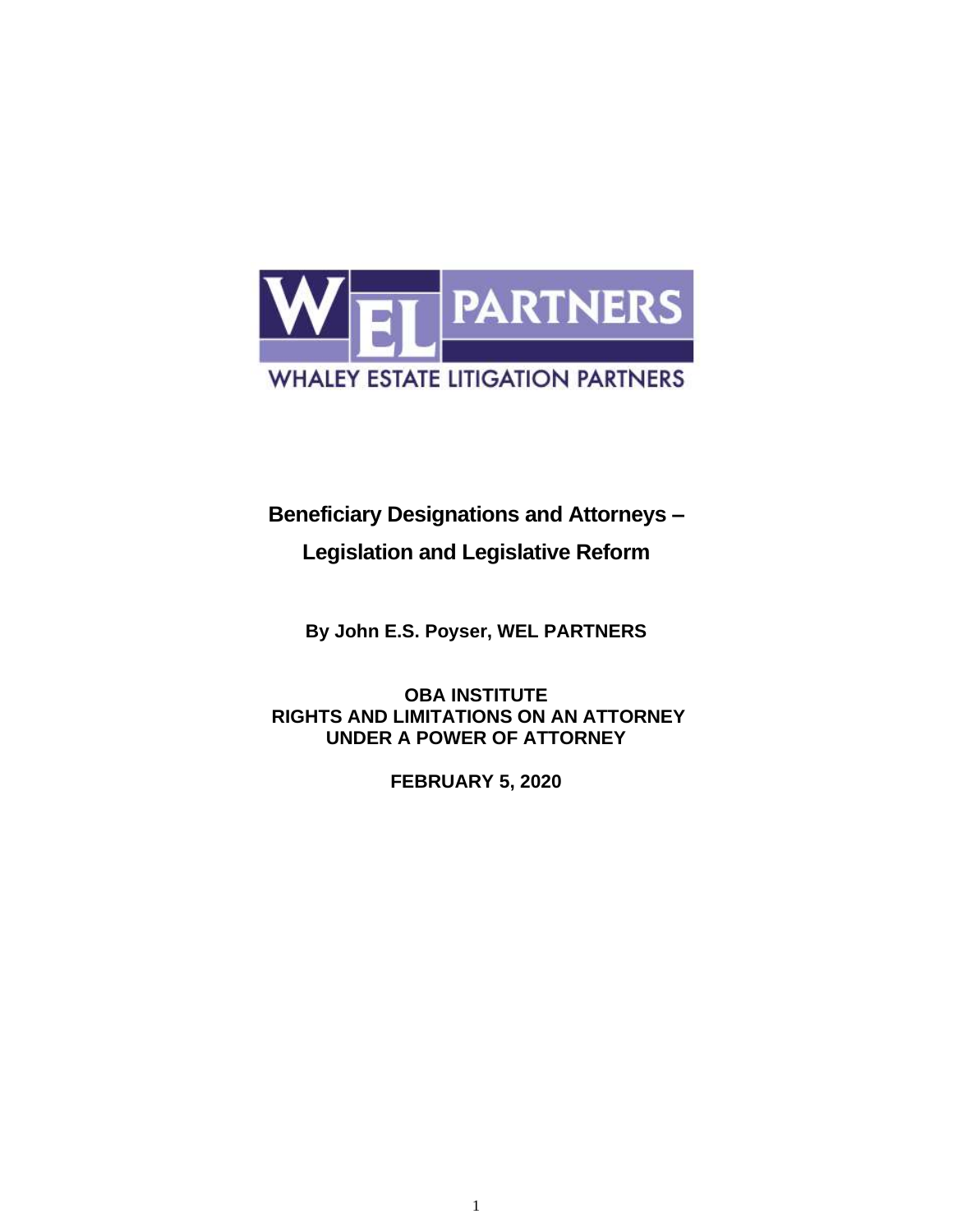WHALEY ESTATE LITIGATION PARTNERS

# Beneficiary Designations and Attorneys – Legislation and Legislative Reform

**By John E.S. Poyser, WEL PARTNERS**

**OBA INSTITUTE**
**RIGHTS AND LIMITATIONS ON AN ATTORNEY UNDER A POWER OF ATTORNEY**

**FEBRUARY 5, 2020**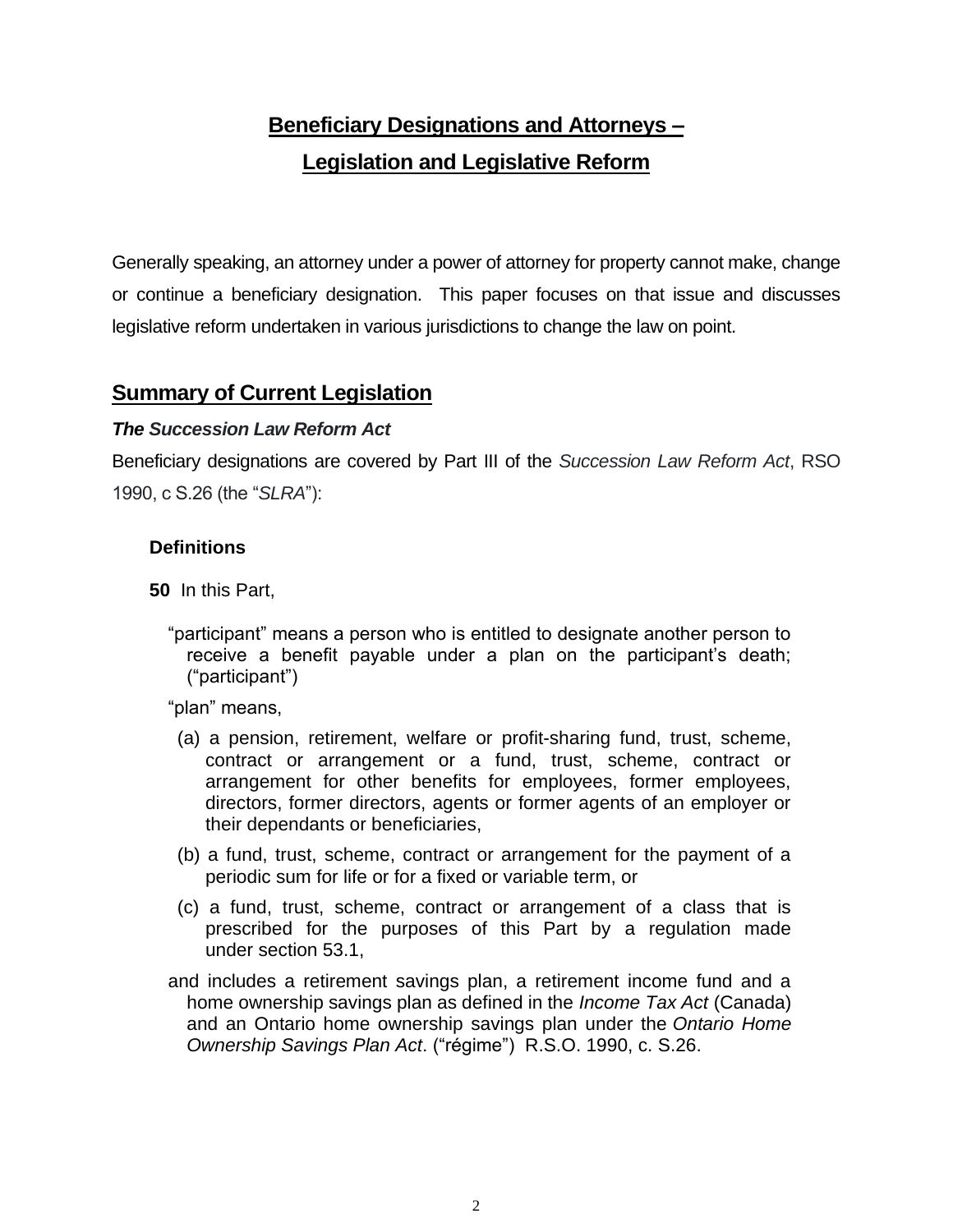# Beneficiary Designations and Attorneys – Legislation and Legislative Reform

Generally speaking, an attorney under a power of attorney for property cannot make, change or continue a beneficiary designation. This paper focuses on that issue and discusses legislative reform undertaken in various jurisdictions to change the law on point.

## Summary of Current Legislation

### *The Succession Law Reform Act*

Beneficiary designations are covered by Part III of the *Succession Law Reform Act*, RSO 1990, c S.26 (the "*SLRA*"):

> **Definitions**
>
> **50** In this Part,
>
> "participant" means a person who is entitled to designate another person to receive a benefit payable under a plan on the participant's death; ("participant")
>
> "plan" means,
>
> (a) a pension, retirement, welfare or profit-sharing fund, trust, scheme, contract or arrangement or a fund, trust, scheme, contract or arrangement for other benefits for employees, former employees, directors, former directors, agents or former agents of an employer or their dependants or beneficiaries,
>
> (b) a fund, trust, scheme, contract or arrangement for the payment of a periodic sum for life or for a fixed or variable term, or
>
> (c) a fund, trust, scheme, contract or arrangement of a class that is prescribed for the purposes of this Part by a regulation made under section 53.1,
>
> and includes a retirement savings plan, a retirement income fund and a home ownership savings plan as defined in the *Income Tax Act* (Canada) and an Ontario home ownership savings plan under the *Ontario Home Ownership Savings Plan Act*. ("régime") R.S.O. 1990, c. S.26.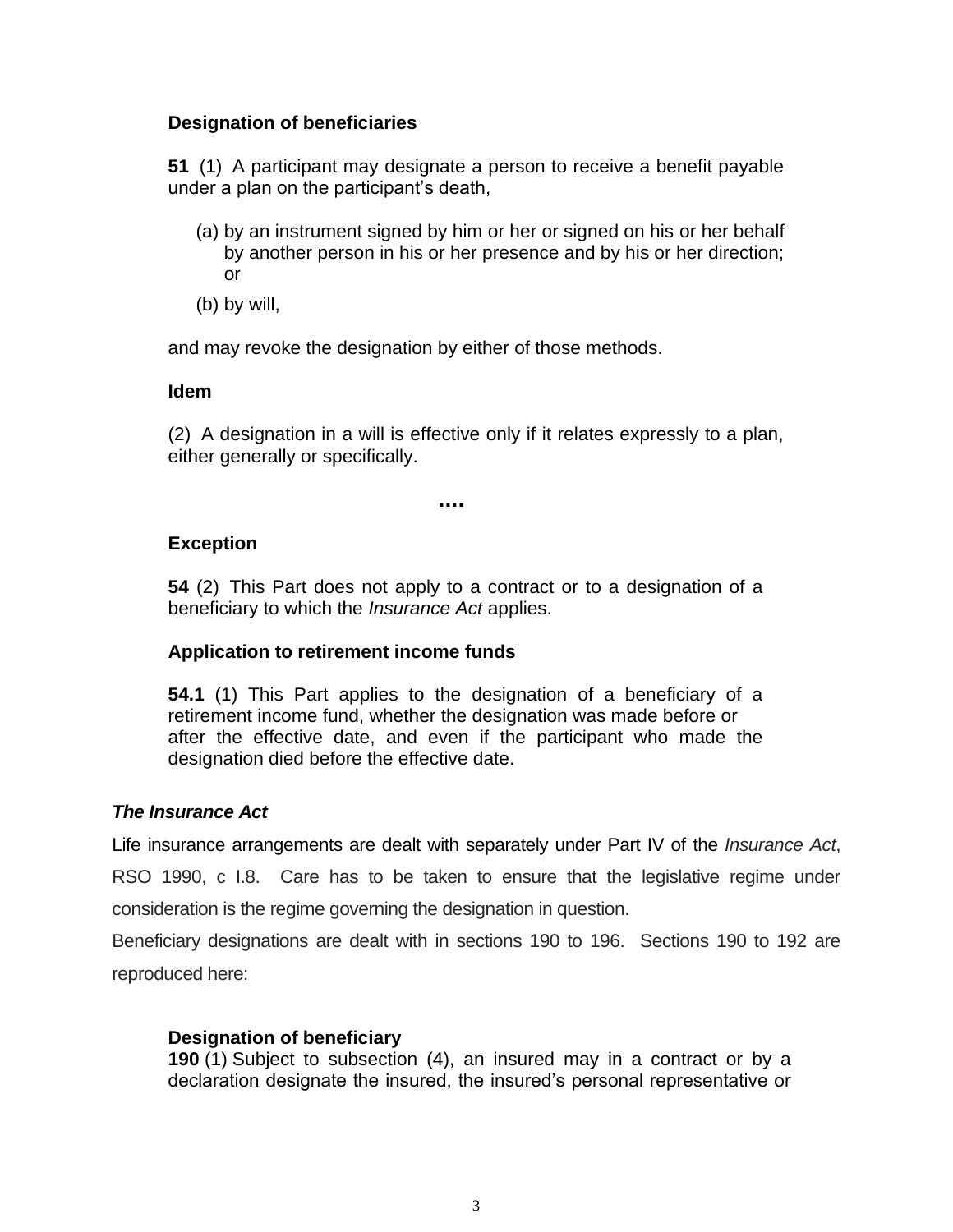**Designation of beneficiaries**

**51** (1) A participant may designate a person to receive a benefit payable under a plan on the participant's death,

(a) by an instrument signed by him or her or signed on his or her behalf by another person in his or her presence and by his or her direction; or

(b) by will,

and may revoke the designation by either of those methods.

**Idem**

(2) A designation in a will is effective only if it relates expressly to a plan, either generally or specifically.

....

**Exception**

**54** (2) This Part does not apply to a contract or to a designation of a beneficiary to which the *Insurance Act* applies.

**Application to retirement income funds**

**54.1** (1) This Part applies to the designation of a beneficiary of a retirement income fund, whether the designation was made before or after the effective date, and even if the participant who made the designation died before the effective date.

***The Insurance Act***

Life insurance arrangements are dealt with separately under Part IV of the *Insurance Act*, RSO 1990, c I.8. Care has to be taken to ensure that the legislative regime under consideration is the regime governing the designation in question.

Beneficiary designations are dealt with in sections 190 to 196. Sections 190 to 192 are reproduced here:

**Designation of beneficiary**

**190** (1) Subject to subsection (4), an insured may in a contract or by a declaration designate the insured, the insured's personal representative or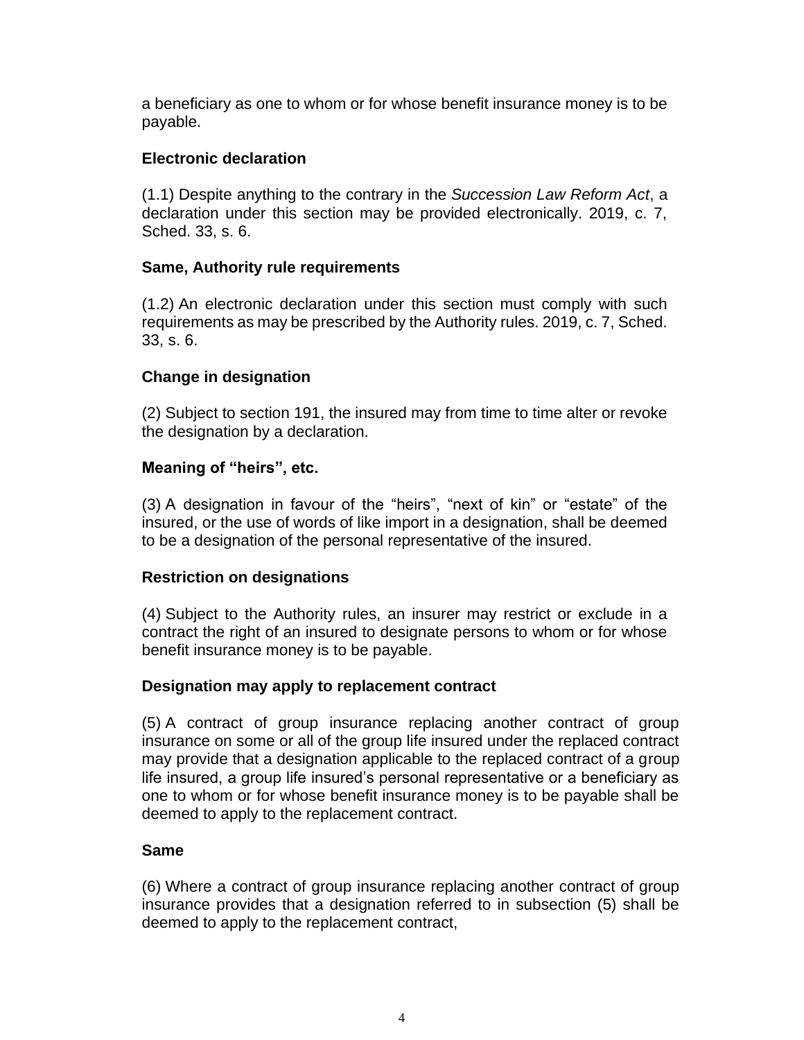a beneficiary as one to whom or for whose benefit insurance money is to be payable.

**Electronic declaration**

(1.1) Despite anything to the contrary in the *Succession Law Reform Act*, a declaration under this section may be provided electronically. 2019, c. 7, Sched. 33, s. 6.

**Same, Authority rule requirements**

(1.2) An electronic declaration under this section must comply with such requirements as may be prescribed by the Authority rules. 2019, c. 7, Sched. 33, s. 6.

**Change in designation**

(2) Subject to section 191, the insured may from time to time alter or revoke the designation by a declaration.

**Meaning of "heirs", etc.**

(3) A designation in favour of the "heirs", "next of kin" or "estate" of the insured, or the use of words of like import in a designation, shall be deemed to be a designation of the personal representative of the insured.

**Restriction on designations**

(4) Subject to the Authority rules, an insurer may restrict or exclude in a contract the right of an insured to designate persons to whom or for whose benefit insurance money is to be payable.

**Designation may apply to replacement contract**

(5) A contract of group insurance replacing another contract of group insurance on some or all of the group life insured under the replaced contract may provide that a designation applicable to the replaced contract of a group life insured, a group life insured's personal representative or a beneficiary as one to whom or for whose benefit insurance money is to be payable shall be deemed to apply to the replacement contract.

**Same**

(6) Where a contract of group insurance replacing another contract of group insurance provides that a designation referred to in subsection (5) shall be deemed to apply to the replacement contract,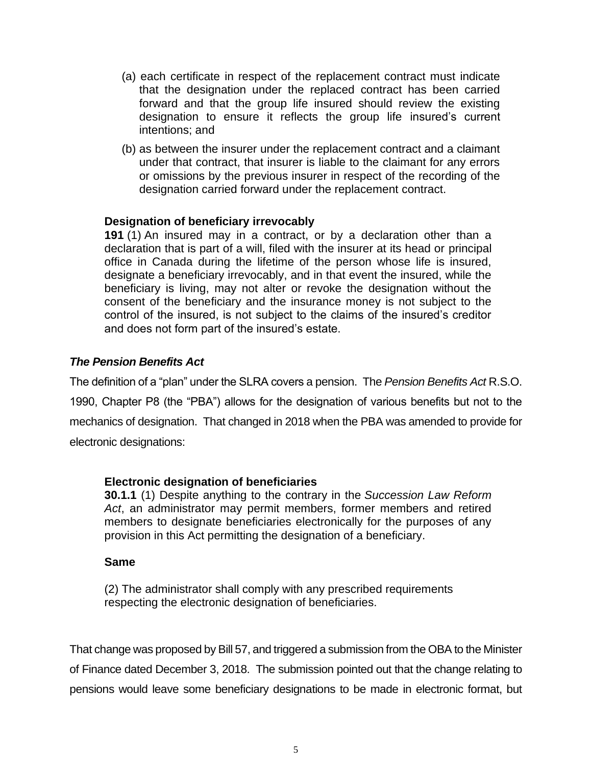(a) each certificate in respect of the replacement contract must indicate that the designation under the replaced contract has been carried forward and that the group life insured should review the existing designation to ensure it reflects the group life insured's current intentions; and

(b) as between the insurer under the replacement contract and a claimant under that contract, that insurer is liable to the claimant for any errors or omissions by the previous insurer in respect of the recording of the designation carried forward under the replacement contract.

> **Designation of beneficiary irrevocably**
>
> **191** (1) An insured may in a contract, or by a declaration other than a declaration that is part of a will, filed with the insurer at its head or principal office in Canada during the lifetime of the person whose life is insured, designate a beneficiary irrevocably, and in that event the insured, while the beneficiary is living, may not alter or revoke the designation without the consent of the beneficiary and the insurance money is not subject to the control of the insured, is not subject to the claims of the insured's creditor and does not form part of the insured's estate.

### *The Pension Benefits Act*

The definition of a "plan" under the SLRA covers a pension. The *Pension Benefits Act* R.S.O. 1990, Chapter P8 (the "PBA") allows for the designation of various benefits but not to the mechanics of designation. That changed in 2018 when the PBA was amended to provide for electronic designations:

> **Electronic designation of beneficiaries**
>
> **30.1.1** (1) Despite anything to the contrary in the *Succession Law Reform Act*, an administrator may permit members, former members and retired members to designate beneficiaries electronically for the purposes of any provision in this Act permitting the designation of a beneficiary.
>
> **Same**
>
> (2) The administrator shall comply with any prescribed requirements respecting the electronic designation of beneficiaries.

That change was proposed by Bill 57, and triggered a submission from the OBA to the Minister of Finance dated December 3, 2018. The submission pointed out that the change relating to pensions would leave some beneficiary designations to be made in electronic format, but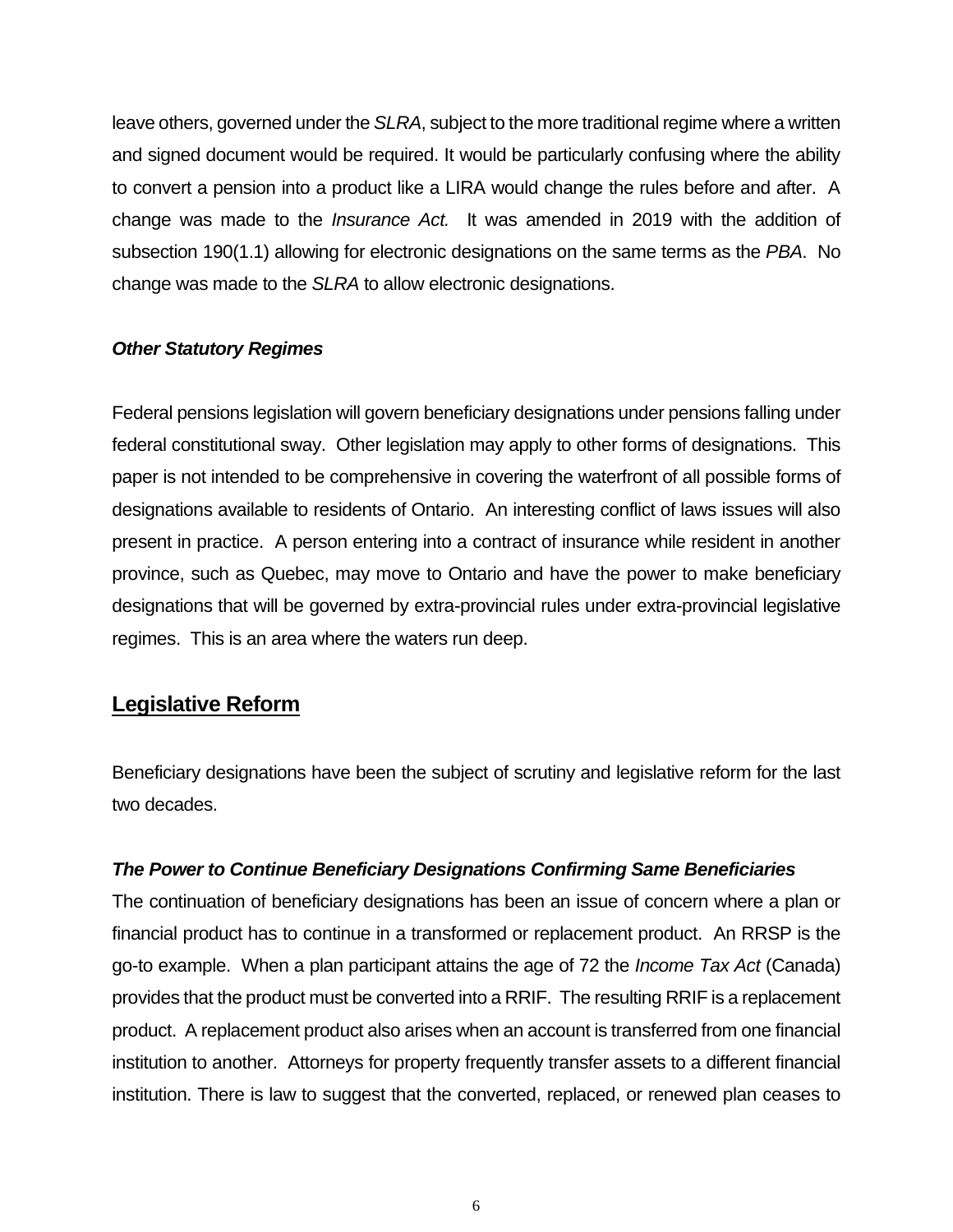leave others, governed under the *SLRA*, subject to the more traditional regime where a written and signed document would be required. It would be particularly confusing where the ability to convert a pension into a product like a LIRA would change the rules before and after. A change was made to the *Insurance Act.* It was amended in 2019 with the addition of subsection 190(1.1) allowing for electronic designations on the same terms as the *PBA*. No change was made to the *SLRA* to allow electronic designations.

***Other Statutory Regimes***

Federal pensions legislation will govern beneficiary designations under pensions falling under federal constitutional sway. Other legislation may apply to other forms of designations. This paper is not intended to be comprehensive in covering the waterfront of all possible forms of designations available to residents of Ontario. An interesting conflict of laws issues will also present in practice. A person entering into a contract of insurance while resident in another province, such as Quebec, may move to Ontario and have the power to make beneficiary designations that will be governed by extra-provincial rules under extra-provincial legislative regimes. This is an area where the waters run deep.

## Legislative Reform

Beneficiary designations have been the subject of scrutiny and legislative reform for the last two decades.

***The Power to Continue Beneficiary Designations Confirming Same Beneficiaries***

The continuation of beneficiary designations has been an issue of concern where a plan or financial product has to continue in a transformed or replacement product. An RRSP is the go-to example. When a plan participant attains the age of 72 the *Income Tax Act* (Canada) provides that the product must be converted into a RRIF. The resulting RRIF is a replacement product. A replacement product also arises when an account is transferred from one financial institution to another. Attorneys for property frequently transfer assets to a different financial institution. There is law to suggest that the converted, replaced, or renewed plan ceases to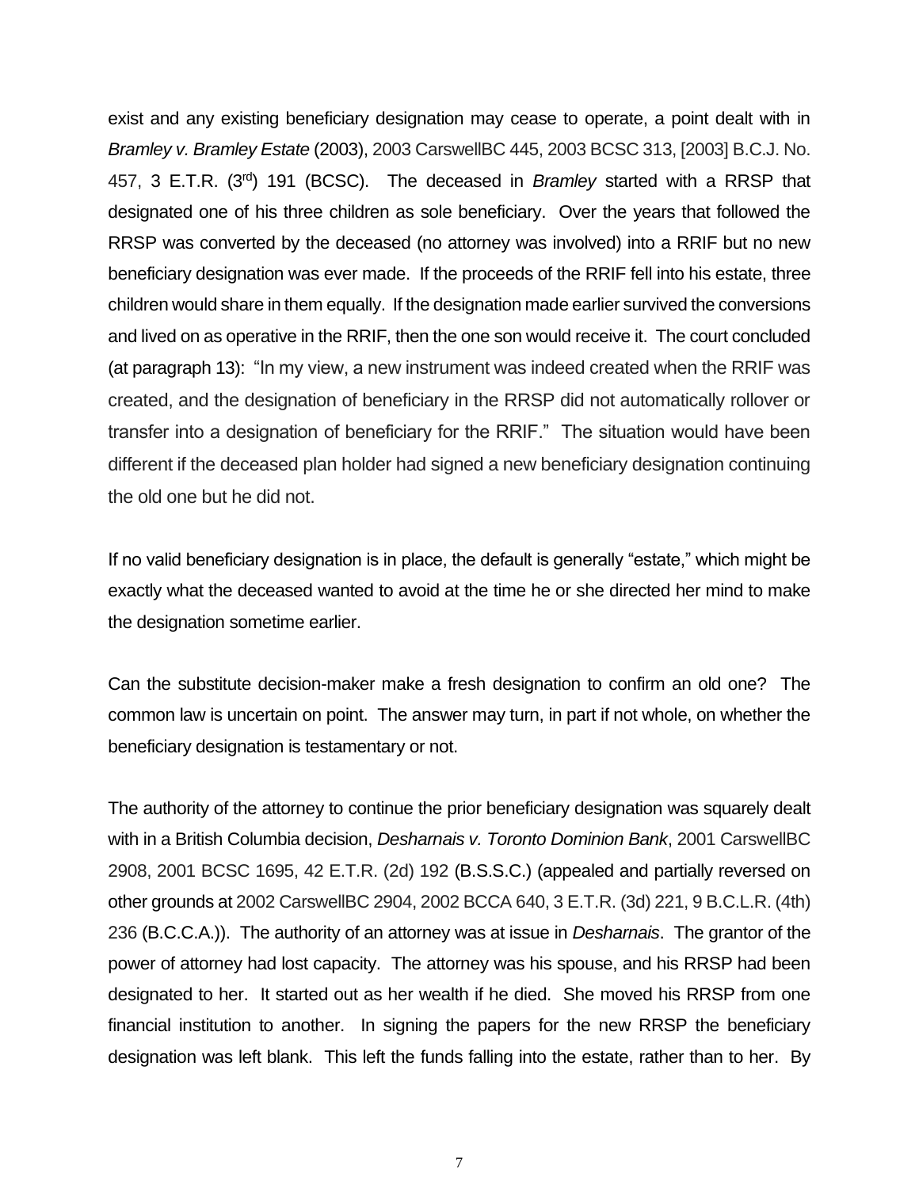exist and any existing beneficiary designation may cease to operate, a point dealt with in *Bramley v. Bramley Estate* (2003), 2003 CarswellBC 445, 2003 BCSC 313, [2003] B.C.J. No. 457, 3 E.T.R. (3rd) 191 (BCSC). The deceased in *Bramley* started with a RRSP that designated one of his three children as sole beneficiary. Over the years that followed the RRSP was converted by the deceased (no attorney was involved) into a RRIF but no new beneficiary designation was ever made. If the proceeds of the RRIF fell into his estate, three children would share in them equally. If the designation made earlier survived the conversions and lived on as operative in the RRIF, then the one son would receive it. The court concluded (at paragraph 13): "In my view, a new instrument was indeed created when the RRIF was created, and the designation of beneficiary in the RRSP did not automatically rollover or transfer into a designation of beneficiary for the RRIF." The situation would have been different if the deceased plan holder had signed a new beneficiary designation continuing the old one but he did not.

If no valid beneficiary designation is in place, the default is generally "estate," which might be exactly what the deceased wanted to avoid at the time he or she directed her mind to make the designation sometime earlier.

Can the substitute decision-maker make a fresh designation to confirm an old one? The common law is uncertain on point. The answer may turn, in part if not whole, on whether the beneficiary designation is testamentary or not.

The authority of the attorney to continue the prior beneficiary designation was squarely dealt with in a British Columbia decision, *Desharnais v. Toronto Dominion Bank*, 2001 CarswellBC 2908, 2001 BCSC 1695, 42 E.T.R. (2d) 192 (B.S.S.C.) (appealed and partially reversed on other grounds at 2002 CarswellBC 2904, 2002 BCCA 640, 3 E.T.R. (3d) 221, 9 B.C.L.R. (4th) 236 (B.C.C.A.)). The authority of an attorney was at issue in *Desharnais*. The grantor of the power of attorney had lost capacity. The attorney was his spouse, and his RRSP had been designated to her. It started out as her wealth if he died. She moved his RRSP from one financial institution to another. In signing the papers for the new RRSP the beneficiary designation was left blank. This left the funds falling into the estate, rather than to her. By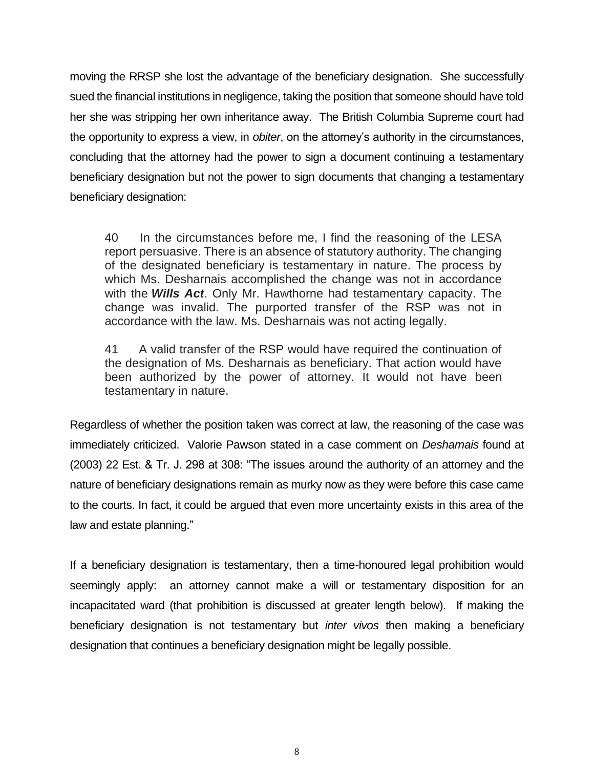moving the RRSP she lost the advantage of the beneficiary designation. She successfully sued the financial institutions in negligence, taking the position that someone should have told her she was stripping her own inheritance away. The British Columbia Supreme court had the opportunity to express a view, in *obiter*, on the attorney's authority in the circumstances, concluding that the attorney had the power to sign a document continuing a testamentary beneficiary designation but not the power to sign documents that changing a testamentary beneficiary designation:

> 40 In the circumstances before me, I find the reasoning of the LESA report persuasive. There is an absence of statutory authority. The changing of the designated beneficiary is testamentary in nature. The process by which Ms. Desharnais accomplished the change was not in accordance with the ***Wills Act***. Only Mr. Hawthorne had testamentary capacity. The change was invalid. The purported transfer of the RSP was not in accordance with the law. Ms. Desharnais was not acting legally.
>
> 41 A valid transfer of the RSP would have required the continuation of the designation of Ms. Desharnais as beneficiary. That action would have been authorized by the power of attorney. It would not have been testamentary in nature.

Regardless of whether the position taken was correct at law, the reasoning of the case was immediately criticized. Valorie Pawson stated in a case comment on *Desharnais* found at (2003) 22 Est. & Tr. J. 298 at 308: "The issues around the authority of an attorney and the nature of beneficiary designations remain as murky now as they were before this case came to the courts. In fact, it could be argued that even more uncertainty exists in this area of the law and estate planning."

If a beneficiary designation is testamentary, then a time-honoured legal prohibition would seemingly apply: an attorney cannot make a will or testamentary disposition for an incapacitated ward (that prohibition is discussed at greater length below). If making the beneficiary designation is not testamentary but *inter vivos* then making a beneficiary designation that continues a beneficiary designation might be legally possible.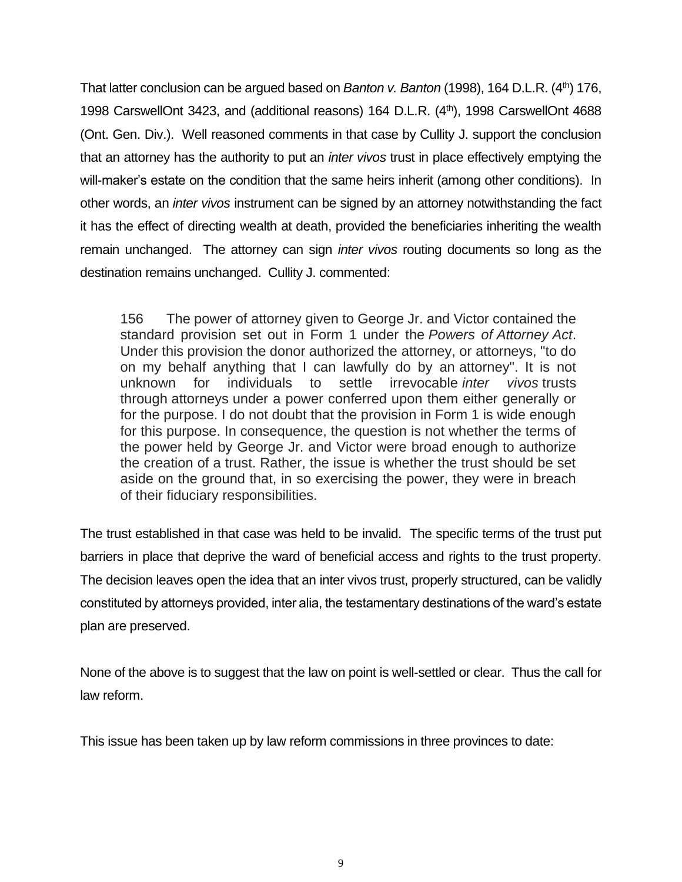That latter conclusion can be argued based on *Banton v. Banton* (1998), 164 D.L.R. (4th) 176, 1998 CarswellOnt 3423, and (additional reasons) 164 D.L.R. (4th), 1998 CarswellOnt 4688 (Ont. Gen. Div.). Well reasoned comments in that case by Cullity J. support the conclusion that an attorney has the authority to put an *inter vivos* trust in place effectively emptying the will-maker's estate on the condition that the same heirs inherit (among other conditions). In other words, an *inter vivos* instrument can be signed by an attorney notwithstanding the fact it has the effect of directing wealth at death, provided the beneficiaries inheriting the wealth remain unchanged. The attorney can sign *inter vivos* routing documents so long as the destination remains unchanged. Cullity J. commented:

> 156 The power of attorney given to George Jr. and Victor contained the standard provision set out in Form 1 under the *Powers of Attorney Act*. Under this provision the donor authorized the attorney, or attorneys, "to do on my behalf anything that I can lawfully do by an attorney". It is not unknown for individuals to settle irrevocable *inter vivos* trusts through attorneys under a power conferred upon them either generally or for the purpose. I do not doubt that the provision in Form 1 is wide enough for this purpose. In consequence, the question is not whether the terms of the power held by George Jr. and Victor were broad enough to authorize the creation of a trust. Rather, the issue is whether the trust should be set aside on the ground that, in so exercising the power, they were in breach of their fiduciary responsibilities.

The trust established in that case was held to be invalid. The specific terms of the trust put barriers in place that deprive the ward of beneficial access and rights to the trust property. The decision leaves open the idea that an inter vivos trust, properly structured, can be validly constituted by attorneys provided, inter alia, the testamentary destinations of the ward's estate plan are preserved.

None of the above is to suggest that the law on point is well-settled or clear. Thus the call for law reform.

This issue has been taken up by law reform commissions in three provinces to date: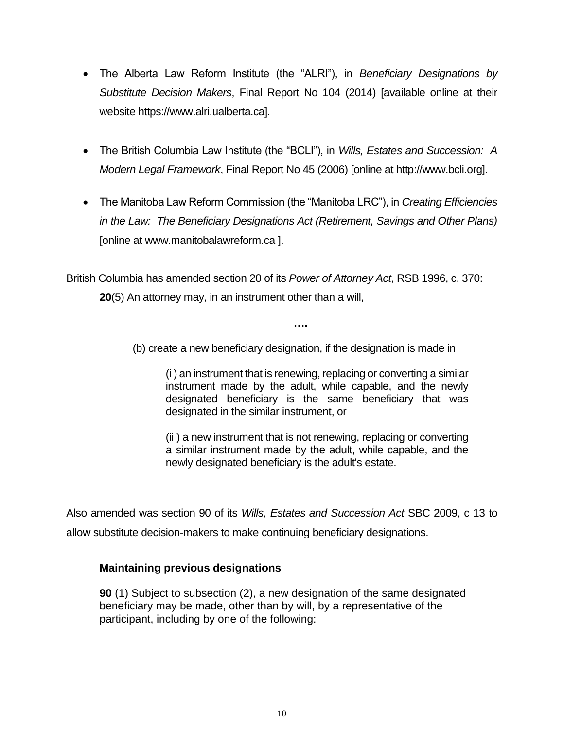- The Alberta Law Reform Institute (the "ALRI"), in *Beneficiary Designations by Substitute Decision Makers*, Final Report No 104 (2014) [available online at their website https://www.alri.ualberta.ca].

- The British Columbia Law Institute (the "BCLI"), in *Wills, Estates and Succession: A Modern Legal Framework*, Final Report No 45 (2006) [online at http://www.bcli.org].

- The Manitoba Law Reform Commission (the "Manitoba LRC"), in *Creating Efficiencies in the Law: The Beneficiary Designations Act (Retirement, Savings and Other Plans)* [online at www.manitobalawreform.ca ].

British Columbia has amended section 20 of its *Power of Attorney Act*, RSB 1996, c. 370:

> **20**(5) An attorney may, in an instrument other than a will,
>
> ….
>
> (b) create a new beneficiary designation, if the designation is made in
>
> (i ) an instrument that is renewing, replacing or converting a similar instrument made by the adult, while capable, and the newly designated beneficiary is the same beneficiary that was designated in the similar instrument, or
>
> (ii ) a new instrument that is not renewing, replacing or converting a similar instrument made by the adult, while capable, and the newly designated beneficiary is the adult's estate.

Also amended was section 90 of its *Wills, Estates and Succession Act* SBC 2009, c 13 to allow substitute decision-makers to make continuing beneficiary designations.

> **Maintaining previous designations**
>
> **90** (1) Subject to subsection (2), a new designation of the same designated beneficiary may be made, other than by will, by a representative of the participant, including by one of the following: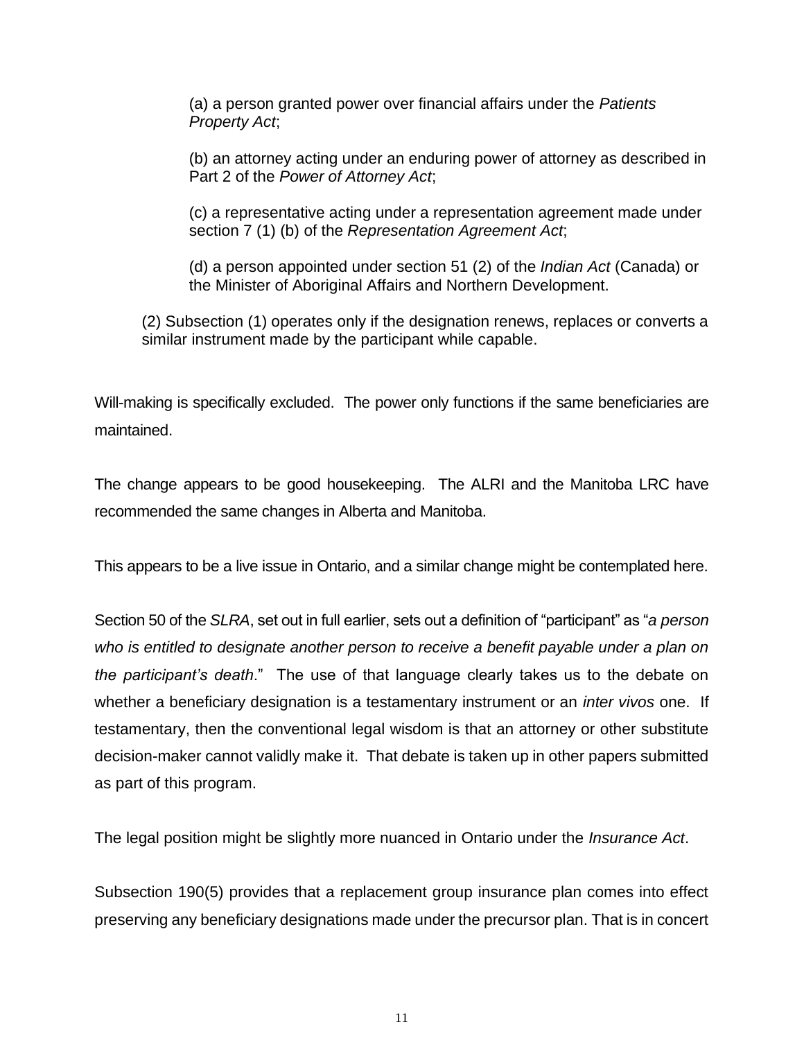> (a) a person granted power over financial affairs under the *Patients Property Act*;
>
> (b) an attorney acting under an enduring power of attorney as described in Part 2 of the *Power of Attorney Act*;
>
> (c) a representative acting under a representation agreement made under section 7 (1) (b) of the *Representation Agreement Act*;
>
> (d) a person appointed under section 51 (2) of the *Indian Act* (Canada) or the Minister of Aboriginal Affairs and Northern Development.
>
> (2) Subsection (1) operates only if the designation renews, replaces or converts a similar instrument made by the participant while capable.

Will-making is specifically excluded. The power only functions if the same beneficiaries are maintained.

The change appears to be good housekeeping. The ALRI and the Manitoba LRC have recommended the same changes in Alberta and Manitoba.

This appears to be a live issue in Ontario, and a similar change might be contemplated here.

Section 50 of the *SLRA*, set out in full earlier, sets out a definition of "participant" as "*a person who is entitled to designate another person to receive a benefit payable under a plan on the participant's death*." The use of that language clearly takes us to the debate on whether a beneficiary designation is a testamentary instrument or an *inter vivos* one. If testamentary, then the conventional legal wisdom is that an attorney or other substitute decision-maker cannot validly make it. That debate is taken up in other papers submitted as part of this program.

The legal position might be slightly more nuanced in Ontario under the *Insurance Act*.

Subsection 190(5) provides that a replacement group insurance plan comes into effect preserving any beneficiary designations made under the precursor plan. That is in concert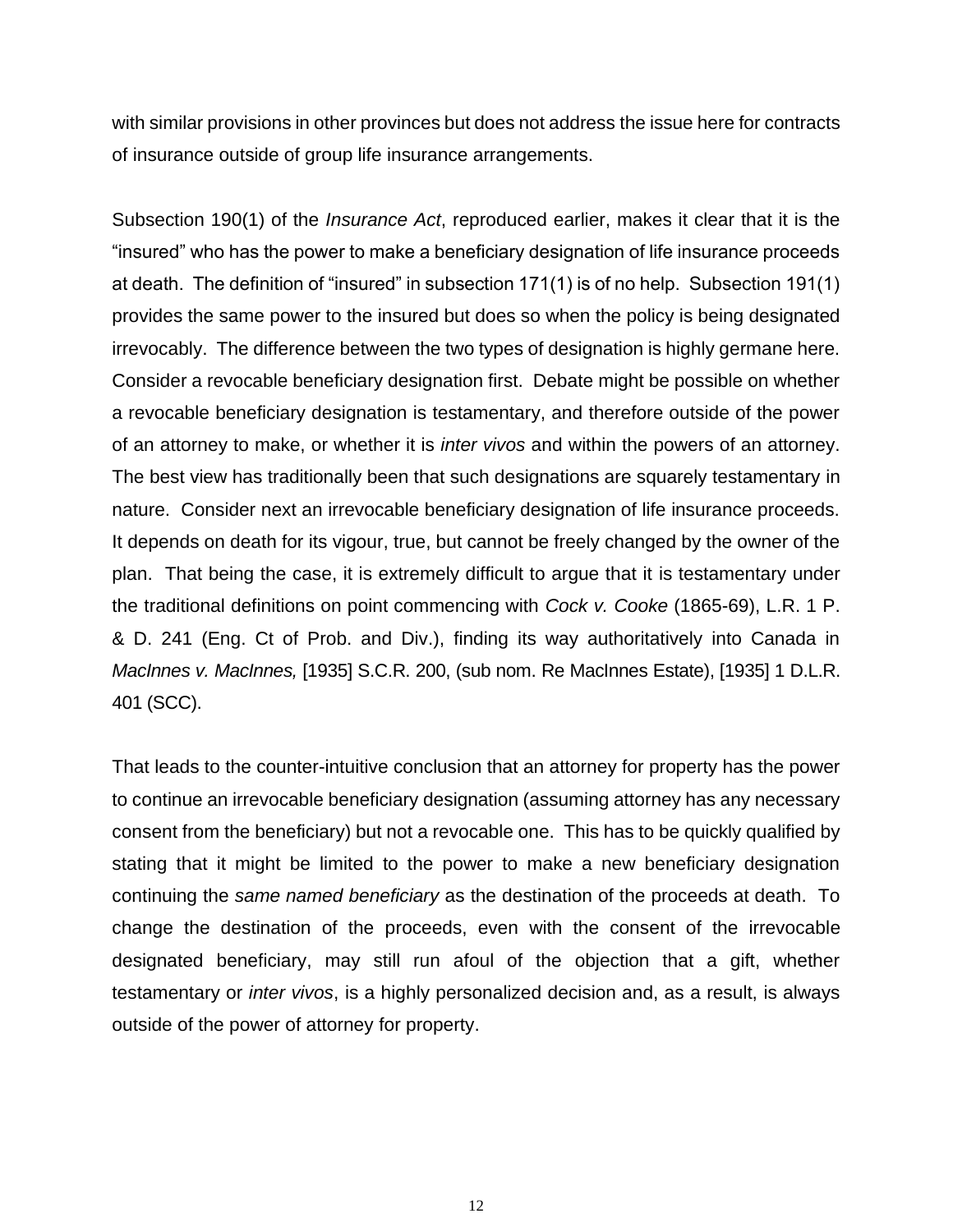with similar provisions in other provinces but does not address the issue here for contracts of insurance outside of group life insurance arrangements.

Subsection 190(1) of the *Insurance Act*, reproduced earlier, makes it clear that it is the "insured" who has the power to make a beneficiary designation of life insurance proceeds at death. The definition of "insured" in subsection 171(1) is of no help. Subsection 191(1) provides the same power to the insured but does so when the policy is being designated irrevocably. The difference between the two types of designation is highly germane here. Consider a revocable beneficiary designation first. Debate might be possible on whether a revocable beneficiary designation is testamentary, and therefore outside of the power of an attorney to make, or whether it is *inter vivos* and within the powers of an attorney. The best view has traditionally been that such designations are squarely testamentary in nature. Consider next an irrevocable beneficiary designation of life insurance proceeds. It depends on death for its vigour, true, but cannot be freely changed by the owner of the plan. That being the case, it is extremely difficult to argue that it is testamentary under the traditional definitions on point commencing with *Cock v. Cooke* (1865-69), L.R. 1 P. & D. 241 (Eng. Ct of Prob. and Div.), finding its way authoritatively into Canada in *MacInnes v. MacInnes,* [1935] S.C.R. 200, (sub nom. Re MacInnes Estate), [1935] 1 D.L.R. 401 (SCC).

That leads to the counter-intuitive conclusion that an attorney for property has the power to continue an irrevocable beneficiary designation (assuming attorney has any necessary consent from the beneficiary) but not a revocable one. This has to be quickly qualified by stating that it might be limited to the power to make a new beneficiary designation continuing the *same named beneficiary* as the destination of the proceeds at death. To change the destination of the proceeds, even with the consent of the irrevocable designated beneficiary, may still run afoul of the objection that a gift, whether testamentary or *inter vivos*, is a highly personalized decision and, as a result, is always outside of the power of attorney for property.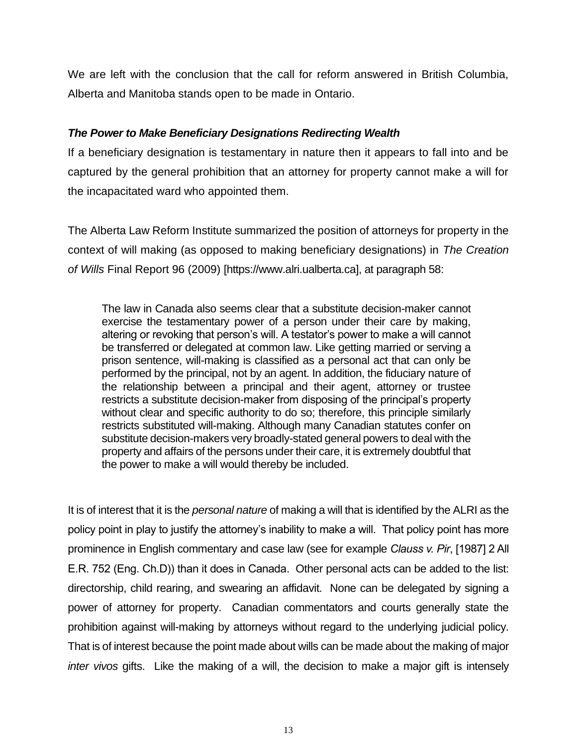We are left with the conclusion that the call for reform answered in British Columbia, Alberta and Manitoba stands open to be made in Ontario.

### ***The Power to Make Beneficiary Designations Redirecting Wealth***

If a beneficiary designation is testamentary in nature then it appears to fall into and be captured by the general prohibition that an attorney for property cannot make a will for the incapacitated ward who appointed them.

The Alberta Law Reform Institute summarized the position of attorneys for property in the context of will making (as opposed to making beneficiary designations) in *The Creation of Wills* Final Report 96 (2009) [https://www.alri.ualberta.ca], at paragraph 58:

> The law in Canada also seems clear that a substitute decision-maker cannot exercise the testamentary power of a person under their care by making, altering or revoking that person's will. A testator's power to make a will cannot be transferred or delegated at common law. Like getting married or serving a prison sentence, will-making is classified as a personal act that can only be performed by the principal, not by an agent. In addition, the fiduciary nature of the relationship between a principal and their agent, attorney or trustee restricts a substitute decision-maker from disposing of the principal's property without clear and specific authority to do so; therefore, this principle similarly restricts substituted will-making. Although many Canadian statutes confer on substitute decision-makers very broadly-stated general powers to deal with the property and affairs of the persons under their care, it is extremely doubtful that the power to make a will would thereby be included.

It is of interest that it is the *personal nature* of making a will that is identified by the ALRI as the policy point in play to justify the attorney's inability to make a will. That policy point has more prominence in English commentary and case law (see for example *Clauss v. Pir*, [1987] 2 All E.R. 752 (Eng. Ch.D)) than it does in Canada. Other personal acts can be added to the list: directorship, child rearing, and swearing an affidavit. None can be delegated by signing a power of attorney for property. Canadian commentators and courts generally state the prohibition against will-making by attorneys without regard to the underlying judicial policy. That is of interest because the point made about wills can be made about the making of major *inter vivos* gifts. Like the making of a will, the decision to make a major gift is intensely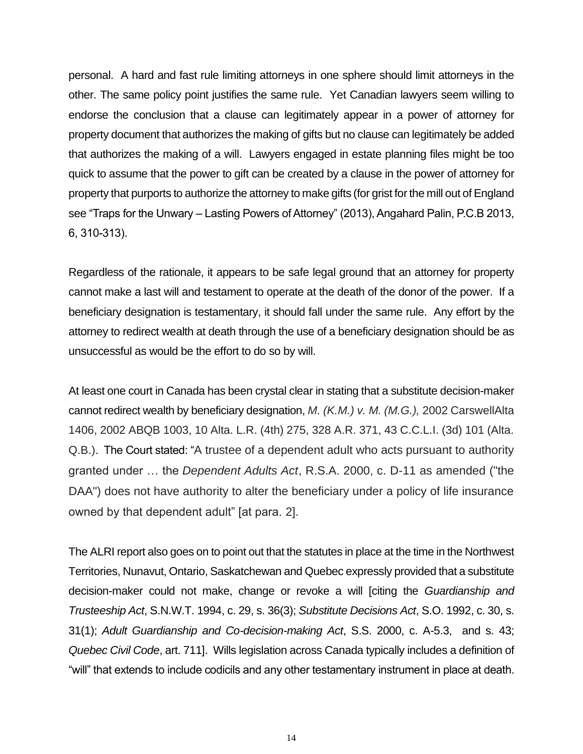personal. A hard and fast rule limiting attorneys in one sphere should limit attorneys in the other. The same policy point justifies the same rule. Yet Canadian lawyers seem willing to endorse the conclusion that a clause can legitimately appear in a power of attorney for property document that authorizes the making of gifts but no clause can legitimately be added that authorizes the making of a will. Lawyers engaged in estate planning files might be too quick to assume that the power to gift can be created by a clause in the power of attorney for property that purports to authorize the attorney to make gifts (for grist for the mill out of England see "Traps for the Unwary – Lasting Powers of Attorney" (2013), Angahard Palin, P.C.B 2013, 6, 310-313).

Regardless of the rationale, it appears to be safe legal ground that an attorney for property cannot make a last will and testament to operate at the death of the donor of the power. If a beneficiary designation is testamentary, it should fall under the same rule. Any effort by the attorney to redirect wealth at death through the use of a beneficiary designation should be as unsuccessful as would be the effort to do so by will.

At least one court in Canada has been crystal clear in stating that a substitute decision-maker cannot redirect wealth by beneficiary designation, *M. (K.M.) v. M. (M.G.),* 2002 CarswellAlta 1406, 2002 ABQB 1003, 10 Alta. L.R. (4th) 275, 328 A.R. 371, 43 C.C.L.I. (3d) 101 (Alta. Q.B.). The Court stated: "A trustee of a dependent adult who acts pursuant to authority granted under … the *Dependent Adults Act*, R.S.A. 2000, c. D-11 as amended ("the DAA") does not have authority to alter the beneficiary under a policy of life insurance owned by that dependent adult" [at para. 2].

The ALRI report also goes on to point out that the statutes in place at the time in the Northwest Territories, Nunavut, Ontario, Saskatchewan and Quebec expressly provided that a substitute decision-maker could not make, change or revoke a will [citing the *Guardianship and Trusteeship Act*, S.N.W.T. 1994, c. 29, s. 36(3); *Substitute Decisions Act*, S.O. 1992, c. 30, s. 31(1); *Adult Guardianship and Co-decision-making Act*, S.S. 2000, c. A-5.3, and s. 43; *Quebec Civil Code*, art. 711]. Wills legislation across Canada typically includes a definition of "will" that extends to include codicils and any other testamentary instrument in place at death.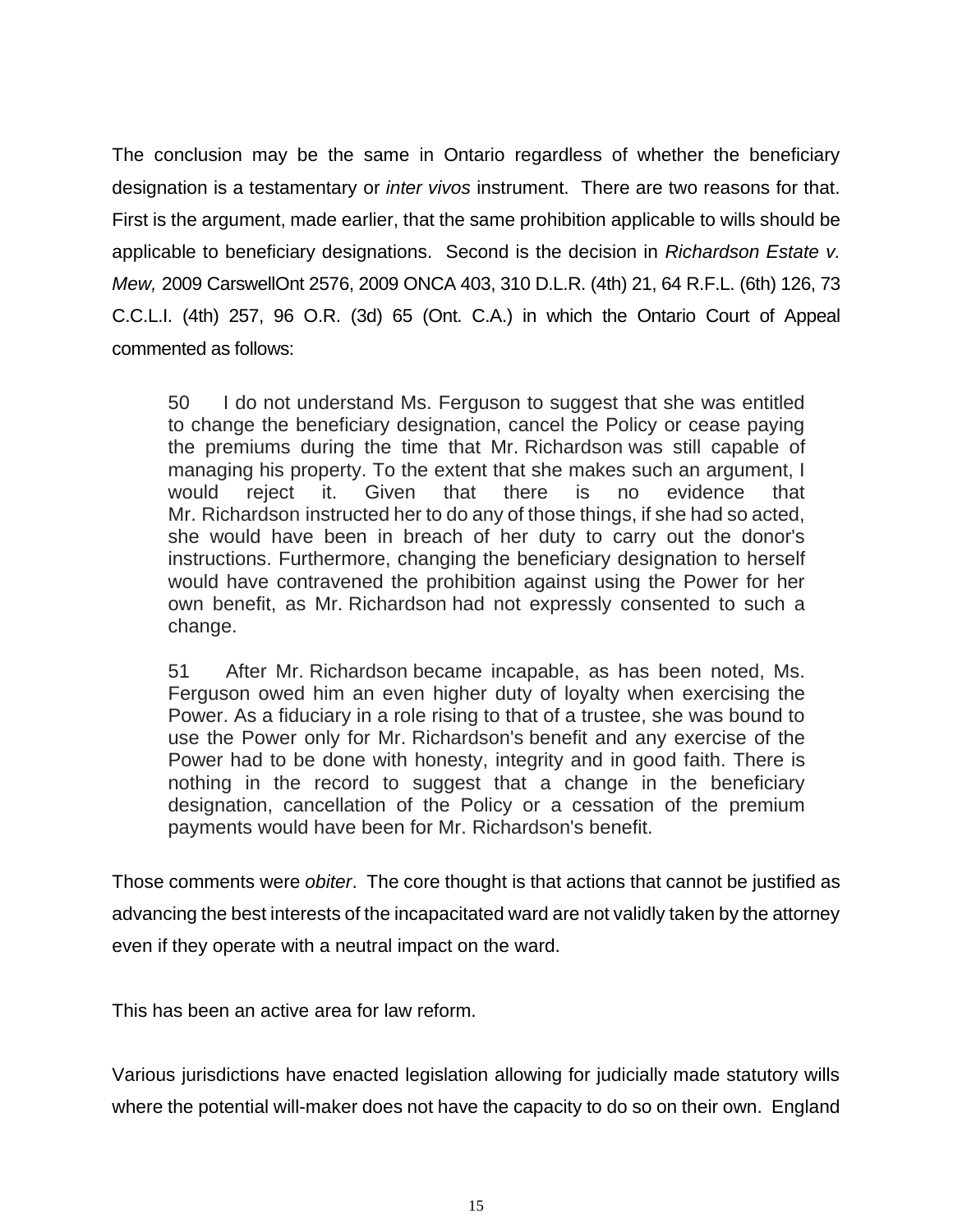The conclusion may be the same in Ontario regardless of whether the beneficiary designation is a testamentary or *inter vivos* instrument. There are two reasons for that. First is the argument, made earlier, that the same prohibition applicable to wills should be applicable to beneficiary designations. Second is the decision in *Richardson Estate v. Mew,* 2009 CarswellOnt 2576, 2009 ONCA 403, 310 D.L.R. (4th) 21, 64 R.F.L. (6th) 126, 73 C.C.L.I. (4th) 257, 96 O.R. (3d) 65 (Ont. C.A.) in which the Ontario Court of Appeal commented as follows:

> 50 I do not understand Ms. Ferguson to suggest that she was entitled to change the beneficiary designation, cancel the Policy or cease paying the premiums during the time that Mr. Richardson was still capable of managing his property. To the extent that she makes such an argument, I would reject it. Given that there is no evidence that Mr. Richardson instructed her to do any of those things, if she had so acted, she would have been in breach of her duty to carry out the donor's instructions. Furthermore, changing the beneficiary designation to herself would have contravened the prohibition against using the Power for her own benefit, as Mr. Richardson had not expressly consented to such a change.
>
> 51 After Mr. Richardson became incapable, as has been noted, Ms. Ferguson owed him an even higher duty of loyalty when exercising the Power. As a fiduciary in a role rising to that of a trustee, she was bound to use the Power only for Mr. Richardson's benefit and any exercise of the Power had to be done with honesty, integrity and in good faith. There is nothing in the record to suggest that a change in the beneficiary designation, cancellation of the Policy or a cessation of the premium payments would have been for Mr. Richardson's benefit.

Those comments were *obiter*. The core thought is that actions that cannot be justified as advancing the best interests of the incapacitated ward are not validly taken by the attorney even if they operate with a neutral impact on the ward.

This has been an active area for law reform.

Various jurisdictions have enacted legislation allowing for judicially made statutory wills where the potential will-maker does not have the capacity to do so on their own. England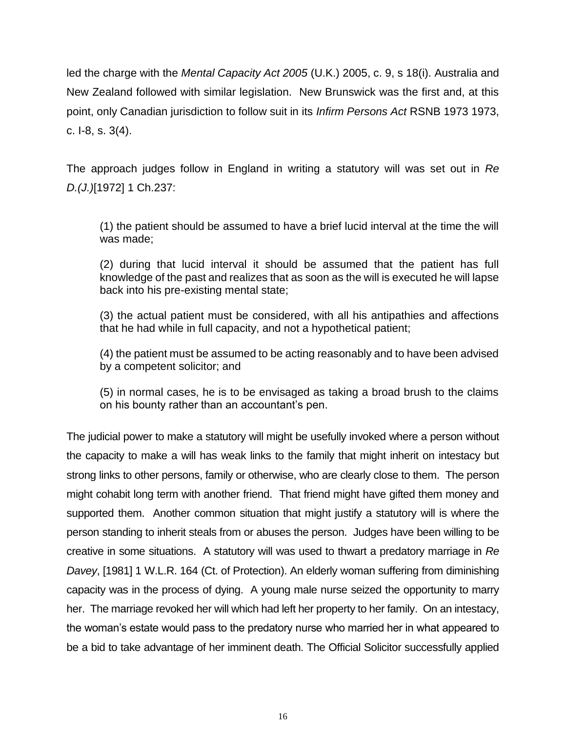led the charge with the *Mental Capacity Act 2005* (U.K.) 2005, c. 9, s 18(i). Australia and New Zealand followed with similar legislation. New Brunswick was the first and, at this point, only Canadian jurisdiction to follow suit in its *Infirm Persons Act* RSNB 1973 1973, c. I-8, s. 3(4).

The approach judges follow in England in writing a statutory will was set out in *Re D.(J.)*[1972] 1 Ch.237:

> (1) the patient should be assumed to have a brief lucid interval at the time the will was made;
>
> (2) during that lucid interval it should be assumed that the patient has full knowledge of the past and realizes that as soon as the will is executed he will lapse back into his pre-existing mental state;
>
> (3) the actual patient must be considered, with all his antipathies and affections that he had while in full capacity, and not a hypothetical patient;
>
> (4) the patient must be assumed to be acting reasonably and to have been advised by a competent solicitor; and
>
> (5) in normal cases, he is to be envisaged as taking a broad brush to the claims on his bounty rather than an accountant's pen.

The judicial power to make a statutory will might be usefully invoked where a person without the capacity to make a will has weak links to the family that might inherit on intestacy but strong links to other persons, family or otherwise, who are clearly close to them. The person might cohabit long term with another friend. That friend might have gifted them money and supported them. Another common situation that might justify a statutory will is where the person standing to inherit steals from or abuses the person. Judges have been willing to be creative in some situations. A statutory will was used to thwart a predatory marriage in *Re Davey*, [1981] 1 W.L.R. 164 (Ct. of Protection). An elderly woman suffering from diminishing capacity was in the process of dying. A young male nurse seized the opportunity to marry her. The marriage revoked her will which had left her property to her family. On an intestacy, the woman's estate would pass to the predatory nurse who married her in what appeared to be a bid to take advantage of her imminent death. The Official Solicitor successfully applied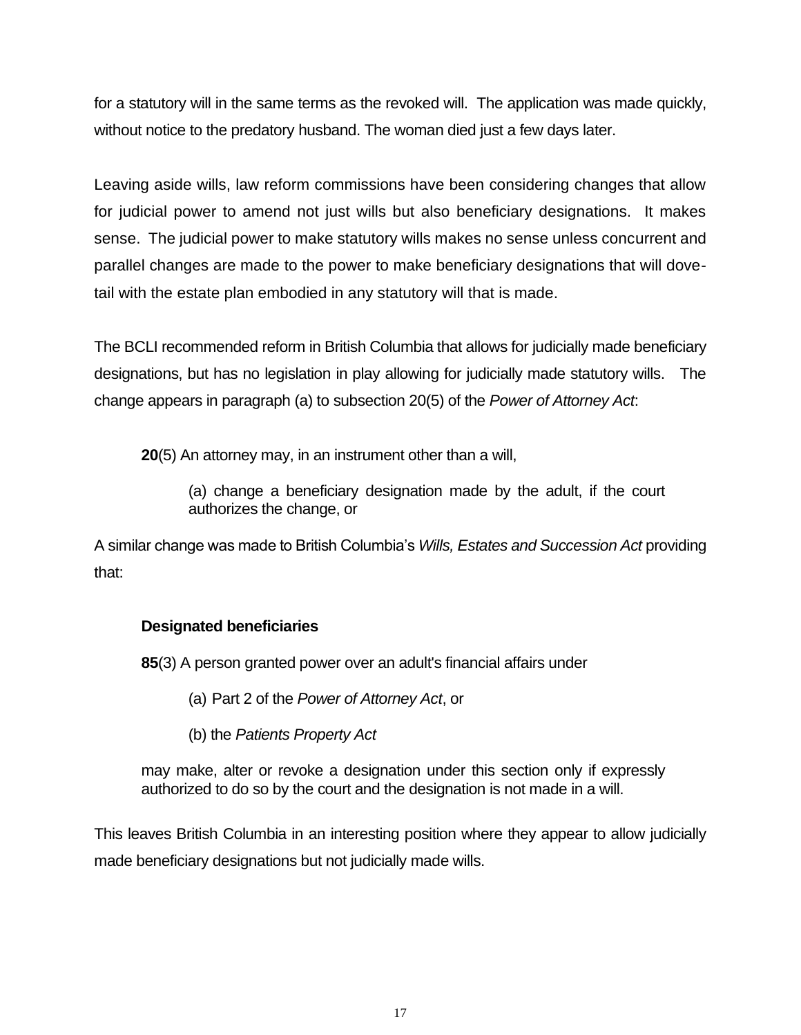for a statutory will in the same terms as the revoked will. The application was made quickly, without notice to the predatory husband. The woman died just a few days later.

Leaving aside wills, law reform commissions have been considering changes that allow for judicial power to amend not just wills but also beneficiary designations. It makes sense. The judicial power to make statutory wills makes no sense unless concurrent and parallel changes are made to the power to make beneficiary designations that will dove-tail with the estate plan embodied in any statutory will that is made.

The BCLI recommended reform in British Columbia that allows for judicially made beneficiary designations, but has no legislation in play allowing for judicially made statutory wills. The change appears in paragraph (a) to subsection 20(5) of the *Power of Attorney Act*:

> **20**(5) An attorney may, in an instrument other than a will,
>
> > (a) change a beneficiary designation made by the adult, if the court authorizes the change, or

A similar change was made to British Columbia's *Wills, Estates and Succession Act* providing that:

> **Designated beneficiaries**
>
> **85**(3) A person granted power over an adult's financial affairs under
>
> > (a) Part 2 of the *Power of Attorney Act*, or
> >
> > (b) the *Patients Property Act*
>
> may make, alter or revoke a designation under this section only if expressly authorized to do so by the court and the designation is not made in a will.

This leaves British Columbia in an interesting position where they appear to allow judicially made beneficiary designations but not judicially made wills.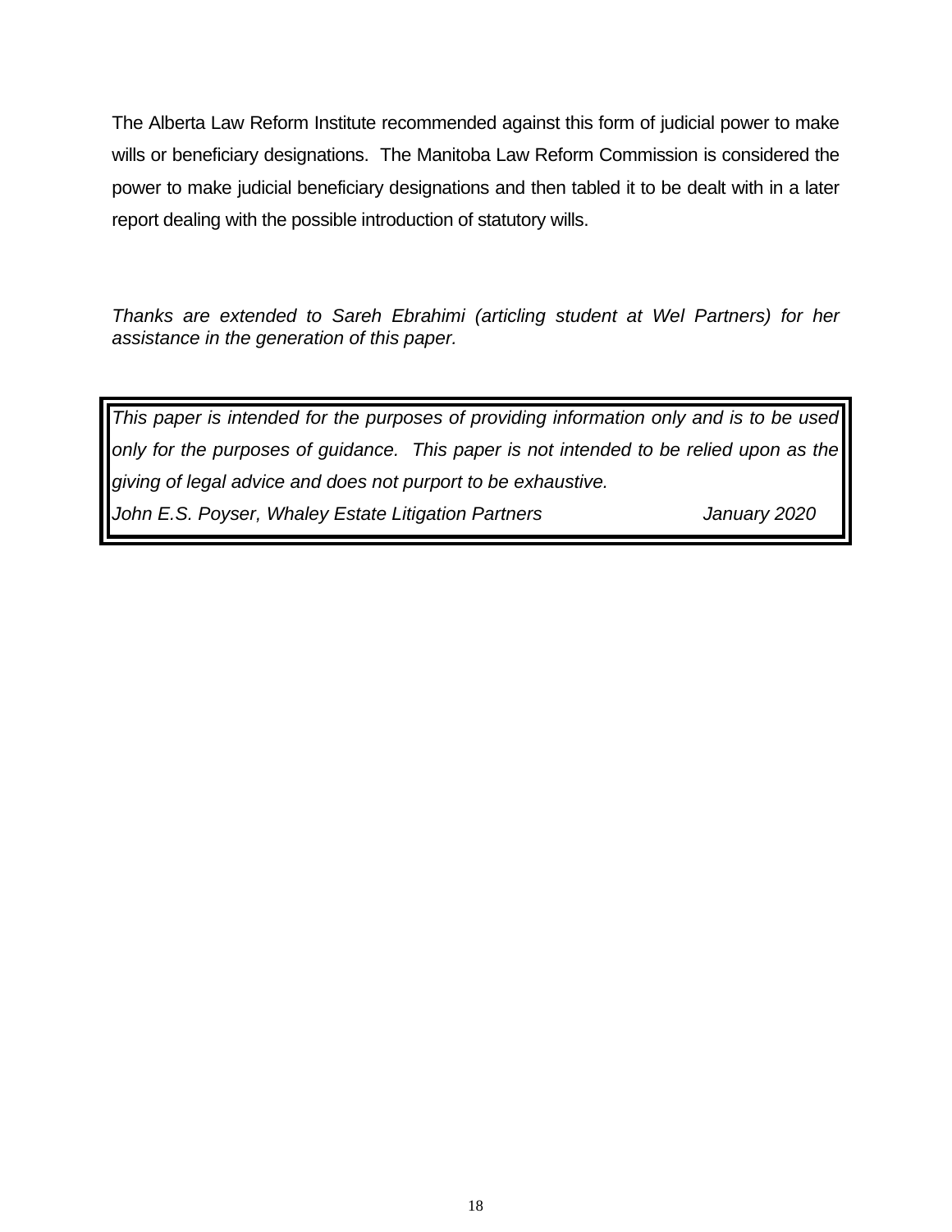The Alberta Law Reform Institute recommended against this form of judicial power to make wills or beneficiary designations. The Manitoba Law Reform Commission is considered the power to make judicial beneficiary designations and then tabled it to be dealt with in a later report dealing with the possible introduction of statutory wills.

*Thanks are extended to Sareh Ebrahimi (articling student at Wel Partners) for her assistance in the generation of this paper.*

*This paper is intended for the purposes of providing information only and is to be used only for the purposes of guidance. This paper is not intended to be relied upon as the giving of legal advice and does not purport to be exhaustive.*

*John E.S. Poyser, Whaley Estate Litigation Partners January 2020*